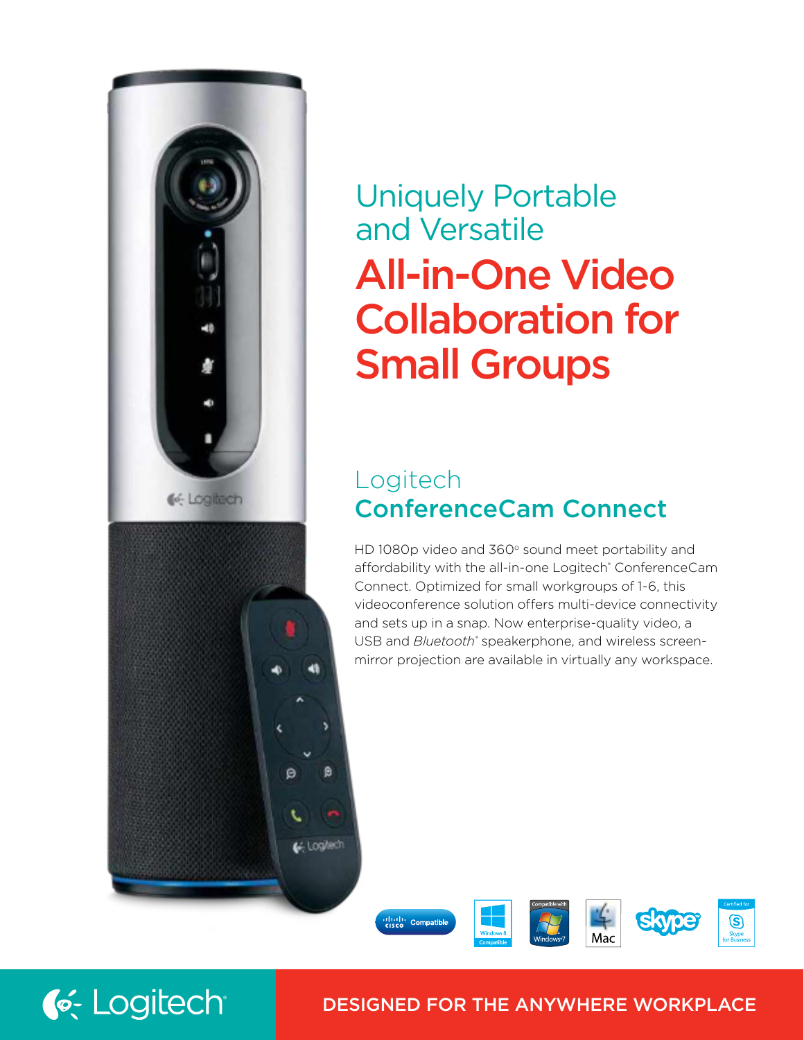## Uniquely Portable and Versatile

# All-in-One Video Collaboration for Small Groups

## Logitech
## ConferenceCam Connect

HD 1080p video and 360° sound meet portability and affordability with the all-in-one Logitech® ConferenceCam Connect. Optimized for small workgroups of 1-6, this videoconference solution offers multi-device connectivity and sets up in a snap. Now enterprise-quality video, a USB and *Bluetooth*® speakerphone, and wireless screen-mirror projection are available in virtually any workspace.

Cisco Compatible | Windows 8 Compatible | Compatible with Windows 7 | Mac | Skype | Certified for Skype for Business

Logitech

DESIGNED FOR THE ANYWHERE WORKPLACE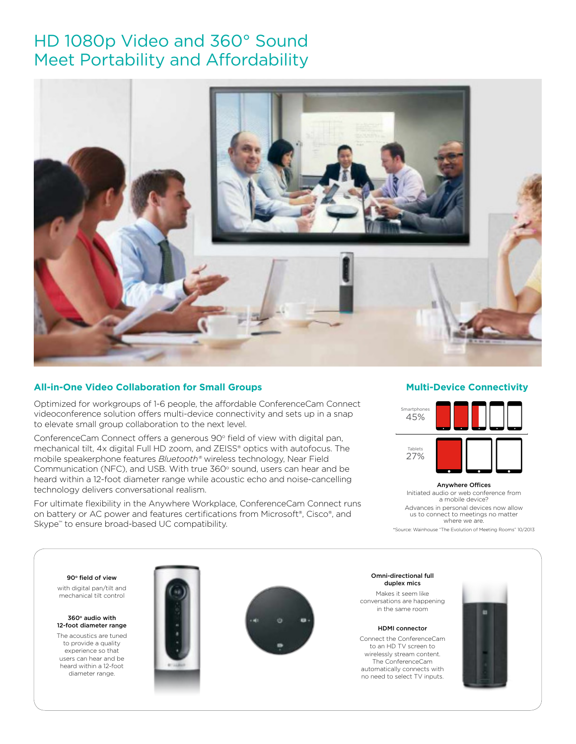# HD 1080p Video and 360° Sound Meet Portability and Affordability

## All-in-One Video Collaboration for Small Groups

Optimized for workgroups of 1-6 people, the affordable ConferenceCam Connect videoconference solution offers multi-device connectivity and sets up in a snap to elevate small group collaboration to the next level.

ConferenceCam Connect offers a generous 90° field of view with digital pan, mechanical tilt, 4x digital Full HD zoom, and ZEISS® optics with autofocus. The mobile speakerphone features *Bluetooth®* wireless technology, Near Field Communication (NFC), and USB. With true 360° sound, users can hear and be heard within a 12-foot diameter range while acoustic echo and noise-cancelling technology delivers conversational realism.

For ultimate flexibility in the Anywhere Workplace, ConferenceCam Connect runs on battery or AC power and features certifications from Microsoft®, Cisco®, and Skype™ to ensure broad-based UC compatibility.

## Multi-Device Connectivity

Smartphones 45%

Tablets 27%

**Anywhere Offices**

Initiated audio or web conference from a mobile device?

Advances in personal devices now allow us to connect to meetings no matter where we are.

*Source: Wainhouse "The Evolution of Meeting Rooms" 10/2013

**90° field of view**

with digital pan/tilt and mechanical tilt control

**360° audio with 12-foot diameter range**

The acoustics are tuned to provide a quality experience so that users can hear and be heard within a 12-foot diameter range.

**Omni-directional full duplex mics**

Makes it seem like conversations are happening in the same room

**HDMI connector**

Connect the ConferenceCam to an HD TV screen to wirelessly stream content. The ConferenceCam automatically connects with no need to select TV inputs.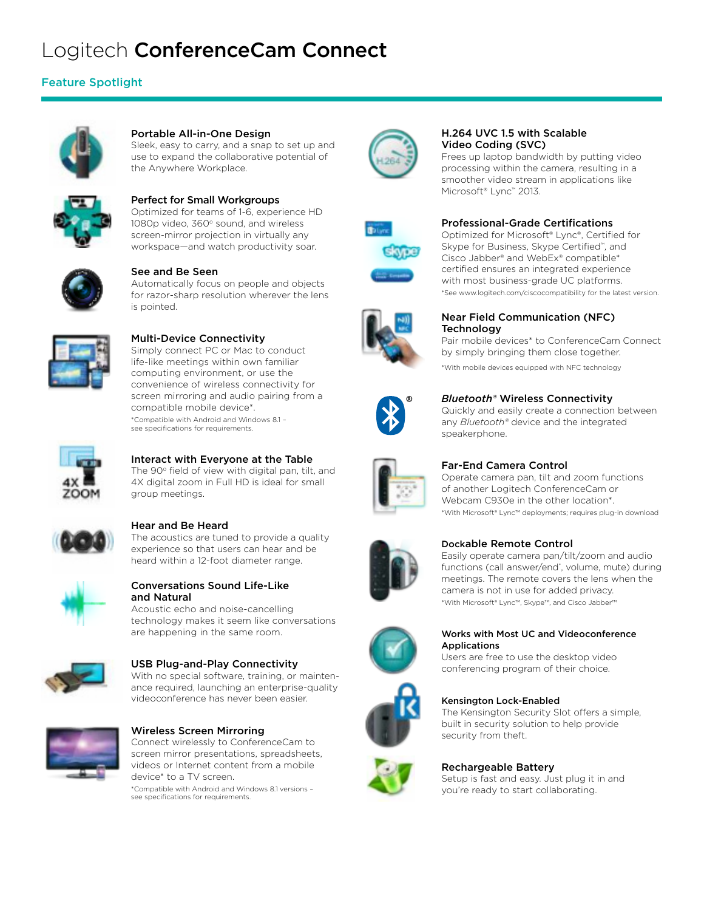# Logitech **ConferenceCam Connect**

## Feature Spotlight

### Portable All-in-One Design
Sleek, easy to carry, and a snap to set up and use to expand the collaborative potential of the Anywhere Workplace.

### Perfect for Small Workgroups
Optimized for teams of 1-6, experience HD 1080p video, 360° sound, and wireless screen-mirror projection in virtually any workspace—and watch productivity soar.

### See and Be Seen
Automatically focus on people and objects for razor-sharp resolution wherever the lens is pointed.

### Multi-Device Connectivity
Simply connect PC or Mac to conduct life-like meetings within own familiar computing environment, or use the convenience of wireless connectivity for screen mirroring and audio pairing from a compatible mobile device*.

*Compatible with Android and Windows 8.1 – see specifications for requirements.

### Interact with Everyone at the Table
The 90° field of view with digital pan, tilt, and 4X digital zoom in Full HD is ideal for small group meetings.

### Hear and Be Heard
The acoustics are tuned to provide a quality experience so that users can hear and be heard within a 12-foot diameter range.

### Conversations Sound Life-Like and Natural
Acoustic echo and noise-cancelling technology makes it seem like conversations are happening in the same room.

### USB Plug-and-Play Connectivity
With no special software, training, or maintenance required, launching an enterprise-quality videoconference has never been easier.

### Wireless Screen Mirroring
Connect wirelessly to ConferenceCam to screen mirror presentations, spreadsheets, videos or Internet content from a mobile device* to a TV screen.

*Compatible with Android and Windows 8.1 versions – see specifications for requirements.

### H.264 UVC 1.5 with Scalable Video Coding (SVC)
Frees up laptop bandwidth by putting video processing within the camera, resulting in a smoother video stream in applications like Microsoft® Lync™ 2013.

### Professional-Grade Certifications
Optimized for Microsoft® Lync®, Certified for Skype for Business, Skype Certified™, and Cisco Jabber® and WebEx® compatible* certified ensures an integrated experience with most business-grade UC platforms.

*See www.logitech.com/ciscocompatibility for the latest version.

### Near Field Communication (NFC) Technology
Pair mobile devices* to ConferenceCam Connect by simply bringing them close together.

*With mobile devices equipped with NFC technology

### *Bluetooth*® Wireless Connectivity
Quickly and easily create a connection between any *Bluetooth*® device and the integrated speakerphone.

### Far-End Camera Control
Operate camera pan, tilt and zoom functions of another Logitech ConferenceCam or Webcam C930e in the other location*.

*With Microsoft® Lync™ deployments; requires plug-in download

### Dockable Remote Control
Easily operate camera pan/tilt/zoom and audio functions (call answer/end*, volume, mute) during meetings. The remote covers the lens when the camera is not in use for added privacy.

*With Microsoft® Lync™, Skype™, and Cisco Jabber™

### Works with Most UC and Videoconference Applications
Users are free to use the desktop video conferencing program of their choice.

### Kensington Lock-Enabled
The Kensington Security Slot offers a simple, built in security solution to help provide security from theft.

### Rechargeable Battery
Setup is fast and easy. Just plug it in and you're ready to start collaborating.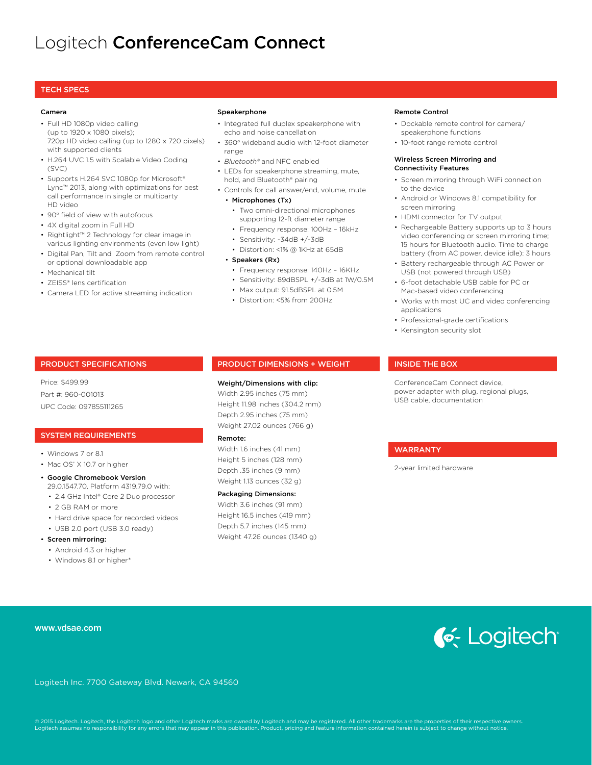# Logitech **ConferenceCam Connect**

## TECH SPECS

### Camera

- Full HD 1080p video calling (up to 1920 x 1080 pixels); 720p HD video calling (up to 1280 x 720 pixels) with supported clients
- H.264 UVC 1.5 with Scalable Video Coding (SVC)
- Supports H.264 SVC 1080p for Microsoft® Lync™ 2013, along with optimizations for best call performance in single or multiparty HD video
- 90° field of view with autofocus
- 4X digital zoom in Full HD
- Rightlight™ 2 Technology for clear image in various lighting environments (even low light)
- Digital Pan, Tilt and Zoom from remote control or optional downloadable app
- Mechanical tilt
- ZEISS® lens certification
- Camera LED for active streaming indication

### Speakerphone

- Integrated full duplex speakerphone with echo and noise cancellation
- 360° wideband audio with 12-foot diameter range
- *Bluetooth®* and NFC enabled
- LEDs for speakerphone streaming, mute, hold, and Bluetooth® pairing
- Controls for call answer/end, volume, mute
- **Microphones (Tx)**
  - Two omni-directional microphones supporting 12-ft diameter range
  - Frequency response: 100Hz – 16kHz
  - Sensitivity: -34dB +/-3dB
  - Distortion: <1% @ 1KHz at 65dB
- **Speakers (Rx)**
  - Frequency response: 140Hz – 16KHz
  - Sensitivity: 89dBSPL +/-3dB at 1W/0.5M
  - Max output: 91.5dBSPL at 0.5M
  - Distortion: <5% from 200Hz

### Remote Control

- Dockable remote control for camera/ speakerphone functions
- 10-foot range remote control

### Wireless Screen Mirroring and Connectivity Features

- Screen mirroring through WiFi connection to the device
- Android or Windows 8.1 compatibility for screen mirroring
- HDMI connector for TV output
- Rechargeable Battery supports up to 3 hours video conferencing or screen mirroring time; 15 hours for Bluetooth audio. Time to charge battery (from AC power, device idle): 3 hours
- Battery rechargeable through AC Power or USB (not powered through USB)
- 6-foot detachable USB cable for PC or Mac-based video conferencing
- Works with most UC and video conferencing applications
- Professional-grade certifications
- Kensington security slot

## PRODUCT SPECIFICATIONS

Price: $499.99

Part #: 960-001013

UPC Code: 097855111265

## SYSTEM REQUIREMENTS

- Windows 7 or 8.1
- Mac OS® X 10.7 or higher
- **Google Chromebook Version** 29.0.1547.70, Platform 4319.79.0 with:
  - 2.4 GHz Intel® Core 2 Duo processor
  - 2 GB RAM or more
  - Hard drive space for recorded videos
  - USB 2.0 port (USB 3.0 ready)
- **Screen mirroring:**
  - Android 4.3 or higher
  - Windows 8.1 or higher*

## PRODUCT DIMENSIONS + WEIGHT

**Weight/Dimensions with clip:**

Width 2.95 inches (75 mm)

Height 11.98 inches (304.2 mm)

Depth 2.95 inches (75 mm)

Weight 27.02 ounces (766 g)

**Remote:**

Width 1.6 inches (41 mm)

Height 5 inches (128 mm)

Depth .35 inches (9 mm)

Weight 1.13 ounces (32 g)

**Packaging Dimensions:**

Width 3.6 inches (91 mm)

Height 16.5 inches (419 mm)

Depth 5.7 inches (145 mm)

Weight 47.26 ounces (1340 g)

## INSIDE THE BOX

ConferenceCam Connect device, power adapter with plug, regional plugs, USB cable, documentation

## WARRANTY

2-year limited hardware

www.vdsae.com

Logitech

Logitech Inc. 7700 Gateway Blvd. Newark, CA 94560

© 2015 Logitech. Logitech, the Logitech logo and other Logitech marks are owned by Logitech and may be registered. All other trademarks are the properties of their respective owners. Logitech assumes no responsibility for any errors that may appear in this publication. Product, pricing and feature information contained herein is subject to change without notice.